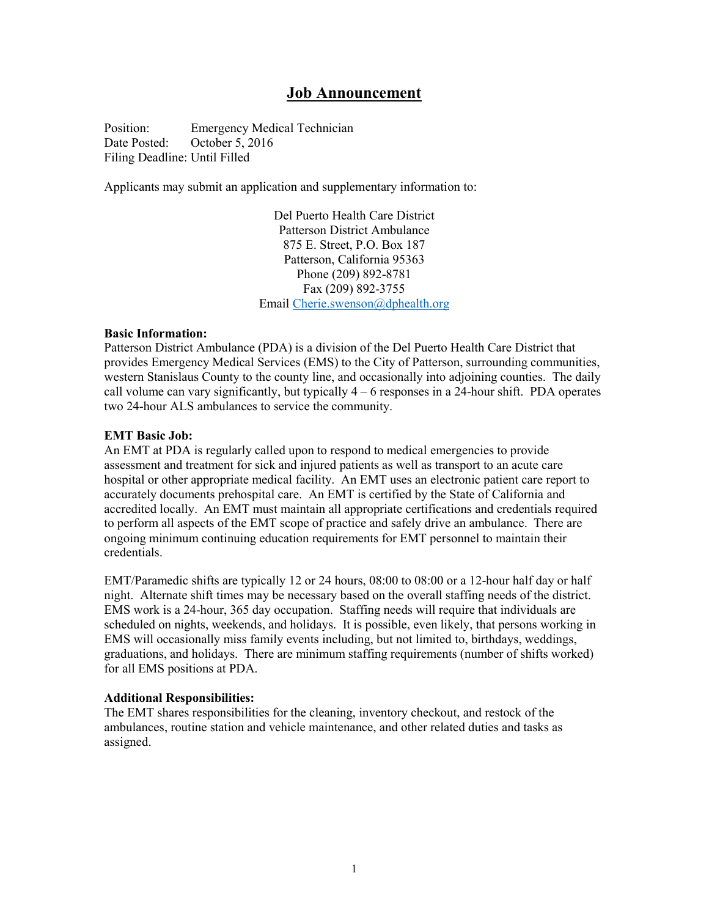# Job Announcement

Position: Emergency Medical Technician
Date Posted: October 5, 2016
Filing Deadline: Until Filled

Applicants may submit an application and supplementary information to:

Del Puerto Health Care District
Patterson District Ambulance
875 E. Street, P.O. Box 187
Patterson, California 95363
Phone (209) 892-8781
Fax (209) 892-3755
Email Cherie.swenson@dphealth.org

**Basic Information:**
Patterson District Ambulance (PDA) is a division of the Del Puerto Health Care District that provides Emergency Medical Services (EMS) to the City of Patterson, surrounding communities, western Stanislaus County to the county line, and occasionally into adjoining counties. The daily call volume can vary significantly, but typically 4 – 6 responses in a 24-hour shift. PDA operates two 24-hour ALS ambulances to service the community.

**EMT Basic Job:**
An EMT at PDA is regularly called upon to respond to medical emergencies to provide assessment and treatment for sick and injured patients as well as transport to an acute care hospital or other appropriate medical facility. An EMT uses an electronic patient care report to accurately documents prehospital care. An EMT is certified by the State of California and accredited locally. An EMT must maintain all appropriate certifications and credentials required to perform all aspects of the EMT scope of practice and safely drive an ambulance. There are ongoing minimum continuing education requirements for EMT personnel to maintain their credentials.

EMT/Paramedic shifts are typically 12 or 24 hours, 08:00 to 08:00 or a 12-hour half day or half night. Alternate shift times may be necessary based on the overall staffing needs of the district. EMS work is a 24-hour, 365 day occupation. Staffing needs will require that individuals are scheduled on nights, weekends, and holidays. It is possible, even likely, that persons working in EMS will occasionally miss family events including, but not limited to, birthdays, weddings, graduations, and holidays. There are minimum staffing requirements (number of shifts worked) for all EMS positions at PDA.

**Additional Responsibilities:**
The EMT shares responsibilities for the cleaning, inventory checkout, and restock of the ambulances, routine station and vehicle maintenance, and other related duties and tasks as assigned.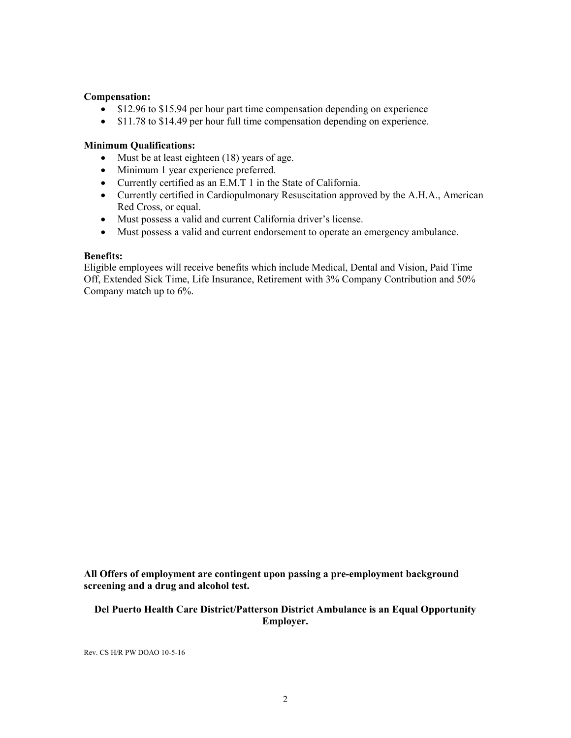**Compensation:**

- $12.96 to $15.94 per hour part time compensation depending on experience
- $11.78 to $14.49 per hour full time compensation depending on experience.

**Minimum Qualifications:**

- Must be at least eighteen (18) years of age.
- Minimum 1 year experience preferred.
- Currently certified as an E.M.T 1 in the State of California.
- Currently certified in Cardiopulmonary Resuscitation approved by the A.H.A., American Red Cross, or equal.
- Must possess a valid and current California driver's license.
- Must possess a valid and current endorsement to operate an emergency ambulance.

**Benefits:**

Eligible employees will receive benefits which include Medical, Dental and Vision, Paid Time Off, Extended Sick Time, Life Insurance, Retirement with 3% Company Contribution and 50% Company match up to 6%.

**All Offers of employment are contingent upon passing a pre-employment background screening and a drug and alcohol test.**

**Del Puerto Health Care District/Patterson District Ambulance is an Equal Opportunity Employer.**

Rev. CS H/R PW DOAO 10-5-16